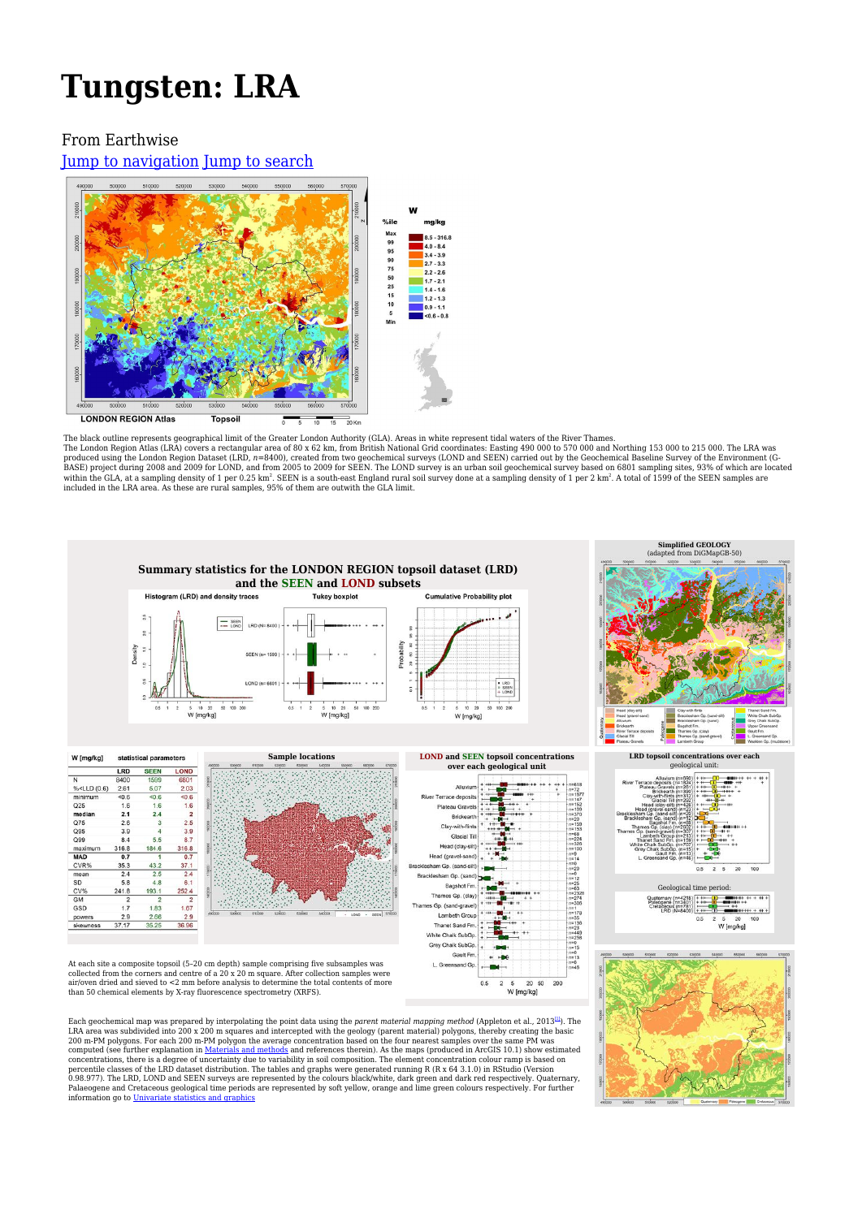# Tungsten: LRA

From Earthwise

Jump to navigation Jump to search

The black outline represents geographical limit of the Greater London Authority (GLA). Areas in white represent tidal waters of the River Thames.

The London Region Atlas (LRA) covers a rectangular area of 80 x 62 km, from British National Grid coordinates: Easting 490 000 to 570 000 and Northing 153 000 to 215 000. The LRA was produced using the London Region Dataset (LRD, *n*=8400), created from two geochemical surveys (LOND and SEEN) carried out by the Geochemical Baseline Survey of the Environment (G-BASE) project during 2008 and 2009 for LOND, and from 2005 to 2009 for SEEN. The LOND survey is an urban soil geochemical survey based on 6801 sampling sites, 93% of which are located within the GLA, at a sampling density of 1 per 0.25 km$^2$. SEEN is a south-east England rural soil survey done at a sampling density of 1 per 2 km$^2$. A total of 1599 of the SEEN samples are included in the LRA area. As these are rural samples, 95% of them are outwith the GLA limit.

## Summary statistics for the LONDON REGION topsoil dataset (LRD) and the SEEN and LOND subsets

| W [mg/kg] | LRD | SEEN | LOND |
|---|---|---|---|
| N | 8400 | 1599 | 6801 |
| %<LLD (0.6) | 2.61 | 5.07 | 2.03 |
| minimum | <0.6 | <0.6 | <0.6 |
| Q25 | 1.6 | 1.6 | 1.6 |
| median | 2.1 | 2.4 | 2 |
| Q75 | 2.6 | 3 | 2.5 |
| Q95 | 3.9 | 4 | 3.9 |
| Q99 | 8.4 | 5.5 | 8.7 |
| maximum | 316.8 | 184.6 | 316.8 |
| MAD | 0.7 | 1 | 0.7 |
| CVR% | 35.3 | 43.2 | 37.1 |
| mean | 2.4 | 2.5 | 2.4 |
| SD | 5.8 | 4.8 | 6.1 |
| CV% | 241.8 | 193.1 | 252.4 |
| GM | 2 | 2 | 2 |
| GSD | 1.7 | 1.83 | 1.67 |
| powers | 2.9 | 2.66 | 2.9 |
| skewness | 37.17 | 35.25 | 36.96 |

At each site a composite topsoil (5–20 cm depth) sample comprising five subsamples was collected from the corners and centre of a 20 x 20 m square. After collection samples were air/oven dried and sieved to <2 mm before analysis to determine the total contents of more than 50 chemical elements by X-ray fluorescence spectrometry (XRFS).

Each geochemical map was prepared by interpolating the point data using the *parent material mapping method* (Appleton et al., 2013[1]). The LRA area was subdivided into 200 x 200 m squares and intercepted with the geology (parent material) polygons, thereby creating the basic 200 m-PM polygons. For each 200 m-PM polygon the average concentration based on the four nearest samples over the same PM was computed (see further explanation in Materials and methods and references therein). As the maps (produced in ArcGIS 10.1) show estimated concentrations, there is a degree of uncertainty due to variability in soil composition. The element concentration colour ramp is based on percentile classes of the LRD dataset distribution. The tables and graphs were generated running R (R x 64 3.1.0) in RStudio (Version 0.98.977). The LRD, LOND and SEEN surveys are represented by the colours black/white, dark green and dark red respectively. Quaternary, Palaeogene and Cretaceous geological time periods are represented by soft yellow, orange and lime green colours respectively. For further information go to Univariate statistics and graphics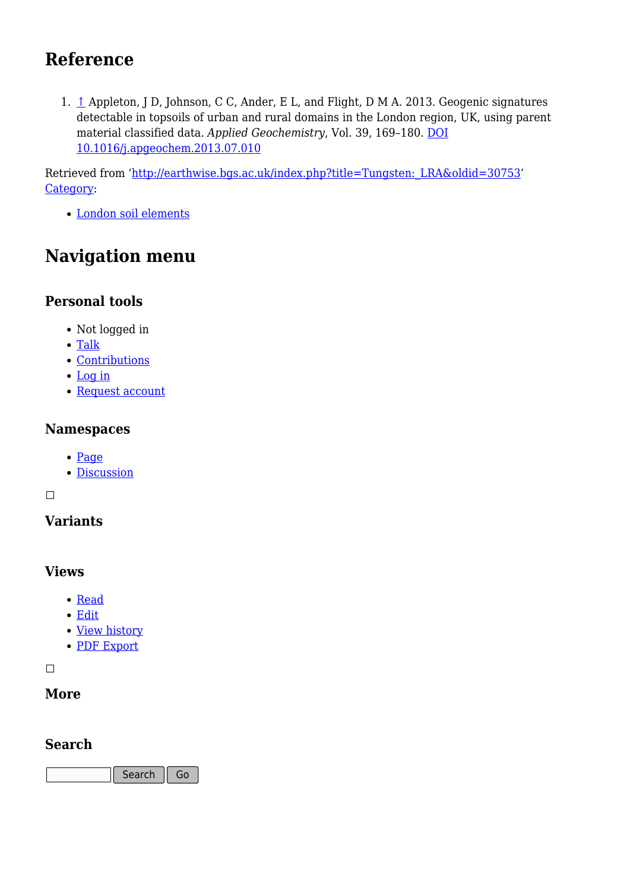## Reference

1. ↑ Appleton, J D, Johnson, C C, Ander, E L, and Flight, D M A. 2013. Geogenic signatures detectable in topsoils of urban and rural domains in the London region, UK, using parent material classified data. *Applied Geochemistry*, Vol. 39, 169–180. DOI 10.1016/j.apgeochem.2013.07.010

Retrieved from 'http://earthwise.bgs.ac.uk/index.php?title=Tungsten:_LRA&oldid=30753'
Category:

- London soil elements

## Navigation menu

### Personal tools

- Not logged in
- Talk
- Contributions
- Log in
- Request account

### Namespaces

- Page
- Discussion

### Variants

### Views

- Read
- Edit
- View history
- PDF Export

### More

### Search

Search Go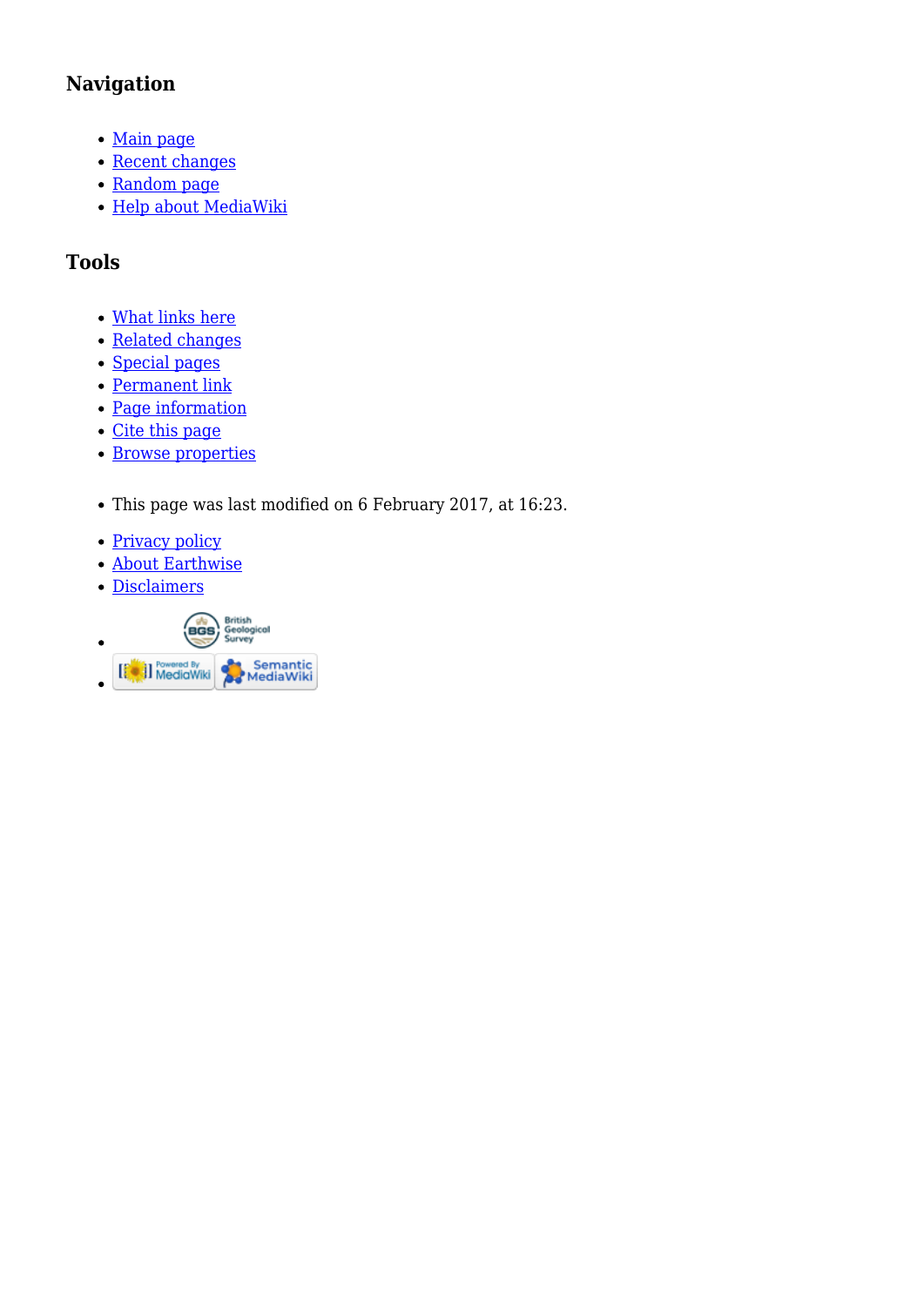## Navigation

- Main page
- Recent changes
- Random page
- Help about MediaWiki

## Tools

- What links here
- Related changes
- Special pages
- Permanent link
- Page information
- Cite this page
- Browse properties

- This page was last modified on 6 February 2017, at 16:23.

- Privacy policy
- About Earthwise
- Disclaimers